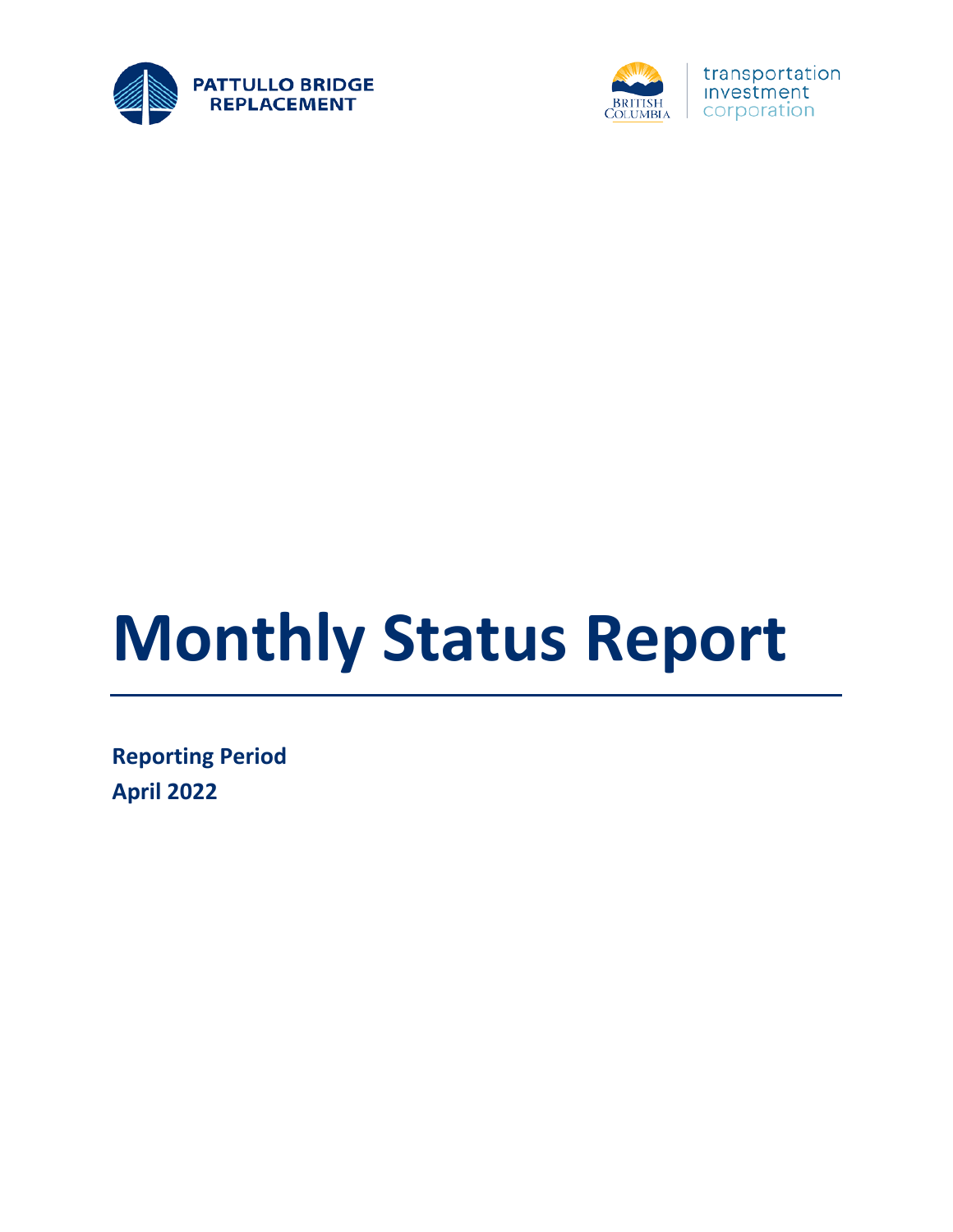PATTULLO BRIDGE REPLACEMENT

transportation investment corporation

# Monthly Status Report

**Reporting Period**

**April 2022**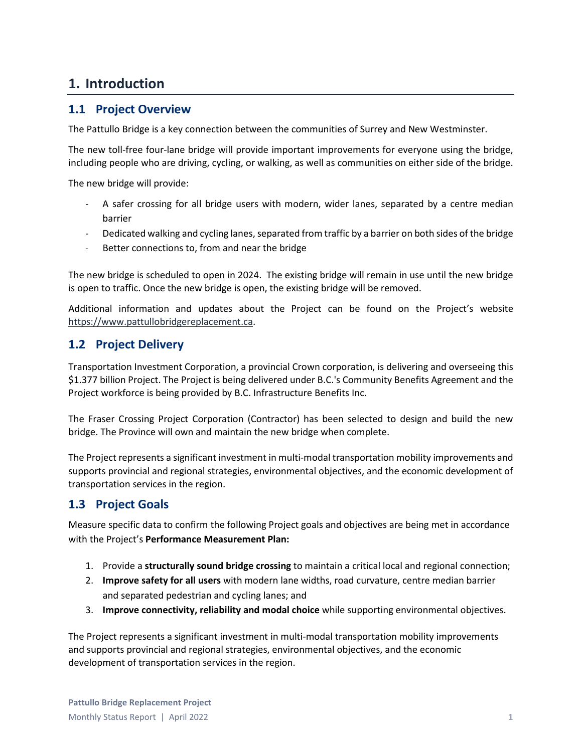# 1. Introduction

## 1.1 Project Overview

The Pattullo Bridge is a key connection between the communities of Surrey and New Westminster.

The new toll-free four-lane bridge will provide important improvements for everyone using the bridge, including people who are driving, cycling, or walking, as well as communities on either side of the bridge.

The new bridge will provide:

- A safer crossing for all bridge users with modern, wider lanes, separated by a centre median barrier
- Dedicated walking and cycling lanes, separated from traffic by a barrier on both sides of the bridge
- Better connections to, from and near the bridge

The new bridge is scheduled to open in 2024. The existing bridge will remain in use until the new bridge is open to traffic. Once the new bridge is open, the existing bridge will be removed.

Additional information and updates about the Project can be found on the Project's website https://www.pattullobridgereplacement.ca.

## 1.2 Project Delivery

Transportation Investment Corporation, a provincial Crown corporation, is delivering and overseeing this $1.377 billion Project. The Project is being delivered under B.C.'s Community Benefits Agreement and the Project workforce is being provided by B.C. Infrastructure Benefits Inc.

The Fraser Crossing Project Corporation (Contractor) has been selected to design and build the new bridge. The Province will own and maintain the new bridge when complete.

The Project represents a significant investment in multi-modal transportation mobility improvements and supports provincial and regional strategies, environmental objectives, and the economic development of transportation services in the region.

## 1.3 Project Goals

Measure specific data to confirm the following Project goals and objectives are being met in accordance with the Project's **Performance Measurement Plan:**

1. Provide a **structurally sound bridge crossing** to maintain a critical local and regional connection;
2. **Improve safety for all users** with modern lane widths, road curvature, centre median barrier and separated pedestrian and cycling lanes; and
3. **Improve connectivity, reliability and modal choice** while supporting environmental objectives.

The Project represents a significant investment in multi-modal transportation mobility improvements and supports provincial and regional strategies, environmental objectives, and the economic development of transportation services in the region.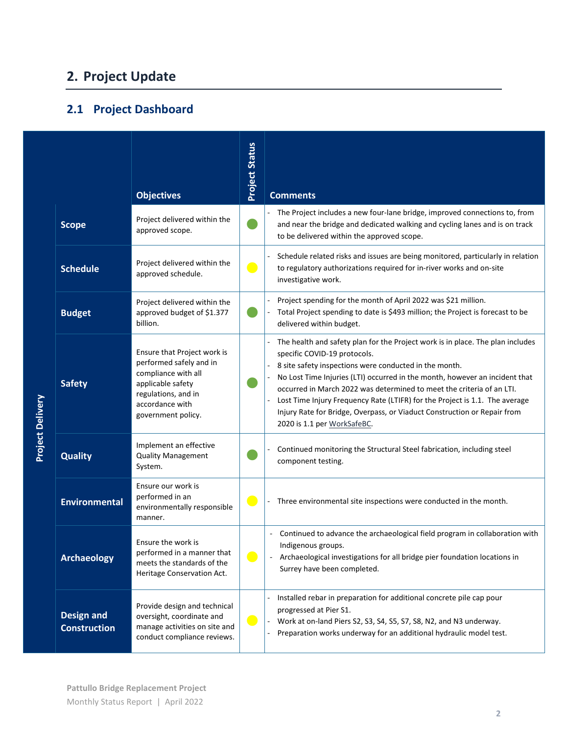# 2. Project Update

## 2.1 Project Dashboard

| Project Delivery | Objectives | Project Status | Comments |
|---|---|---|---|
| **Scope** | Project delivered within the approved scope. | 🟢 | - The Project includes a new four-lane bridge, improved connections to, from and near the bridge and dedicated walking and cycling lanes and is on track to be delivered within the approved scope. |
| **Schedule** | Project delivered within the approved schedule. | 🟡 | - Schedule related risks and issues are being monitored, particularly in relation to regulatory authorizations required for in-river works and on-site investigative work. |
| **Budget** | Project delivered within the approved budget of $1.377 billion. | 🟢 | - Project spending for the month of April 2022 was $21 million.<br>- Total Project spending to date is $493 million; the Project is forecast to be delivered within budget. |
| **Safety** | Ensure that Project work is performed safely and in compliance with all applicable safety regulations, and in accordance with government policy. | 🟢 | - The health and safety plan for the Project work is in place. The plan includes specific COVID-19 protocols.<br>- 8 site safety inspections were conducted in the month.<br>- No Lost Time Injuries (LTI) occurred in the month, however an incident that occurred in March 2022 was determined to meet the criteria of an LTI.<br>- Lost Time Injury Frequency Rate (LTIFR) for the Project is 1.1. The average Injury Rate for Bridge, Overpass, or Viaduct Construction or Repair from 2020 is 1.1 per WorkSafeBC. |
| **Quality** | Implement an effective Quality Management System. | 🟢 | - Continued monitoring the Structural Steel fabrication, including steel component testing. |
| **Environmental** | Ensure our work is performed in an environmentally responsible manner. | 🟡 | - Three environmental site inspections were conducted in the month. |
| **Archaeology** | Ensure the work is performed in a manner that meets the standards of the Heritage Conservation Act. | 🟡 | - Continued to advance the archaeological field program in collaboration with Indigenous groups.<br>- Archaeological investigations for all bridge pier foundation locations in Surrey have been completed. |
| **Design and Construction** | Provide design and technical oversight, coordinate and manage activities on site and conduct compliance reviews. | 🟡 | - Installed rebar in preparation for additional concrete pile cap pour progressed at Pier S1.<br>- Work at on-land Piers S2, S3, S4, S5, S7, S8, N2, and N3 underway.<br>- Preparation works underway for an additional hydraulic model test. |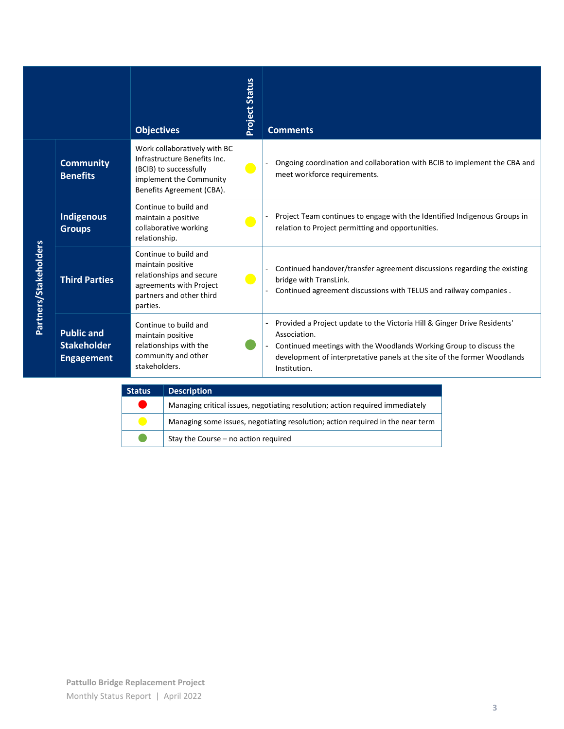| | | Objectives | Project Status | Comments |
|---|---|---|---|---|
| | **Community Benefits** | Work collaboratively with BC Infrastructure Benefits Inc. (BCIB) to successfully implement the Community Benefits Agreement (CBA). | Yellow | - Ongoing coordination and collaboration with BCIB to implement the CBA and meet workforce requirements. |
| **Partners/Stakeholders** | **Indigenous Groups** | Continue to build and maintain a positive collaborative working relationship. | Yellow | - Project Team continues to engage with the Identified Indigenous Groups in relation to Project permitting and opportunities. |
| | **Third Parties** | Continue to build and maintain positive relationships and secure agreements with Project partners and other third parties. | Yellow | - Continued handover/transfer agreement discussions regarding the existing bridge with TransLink.<br>- Continued agreement discussions with TELUS and railway companies . |
| | **Public and Stakeholder Engagement** | Continue to build and maintain positive relationships with the community and other stakeholders. | Green | - Provided a Project update to the Victoria Hill & Ginger Drive Residents' Association.<br>- Continued meetings with the Woodlands Working Group to discuss the development of interpretative panels at the site of the former Woodlands Institution. |

| Status | Description |
|---|---|
| Red | Managing critical issues, negotiating resolution; action required immediately |
| Yellow | Managing some issues, negotiating resolution; action required in the near term |
| Green | Stay the Course – no action required |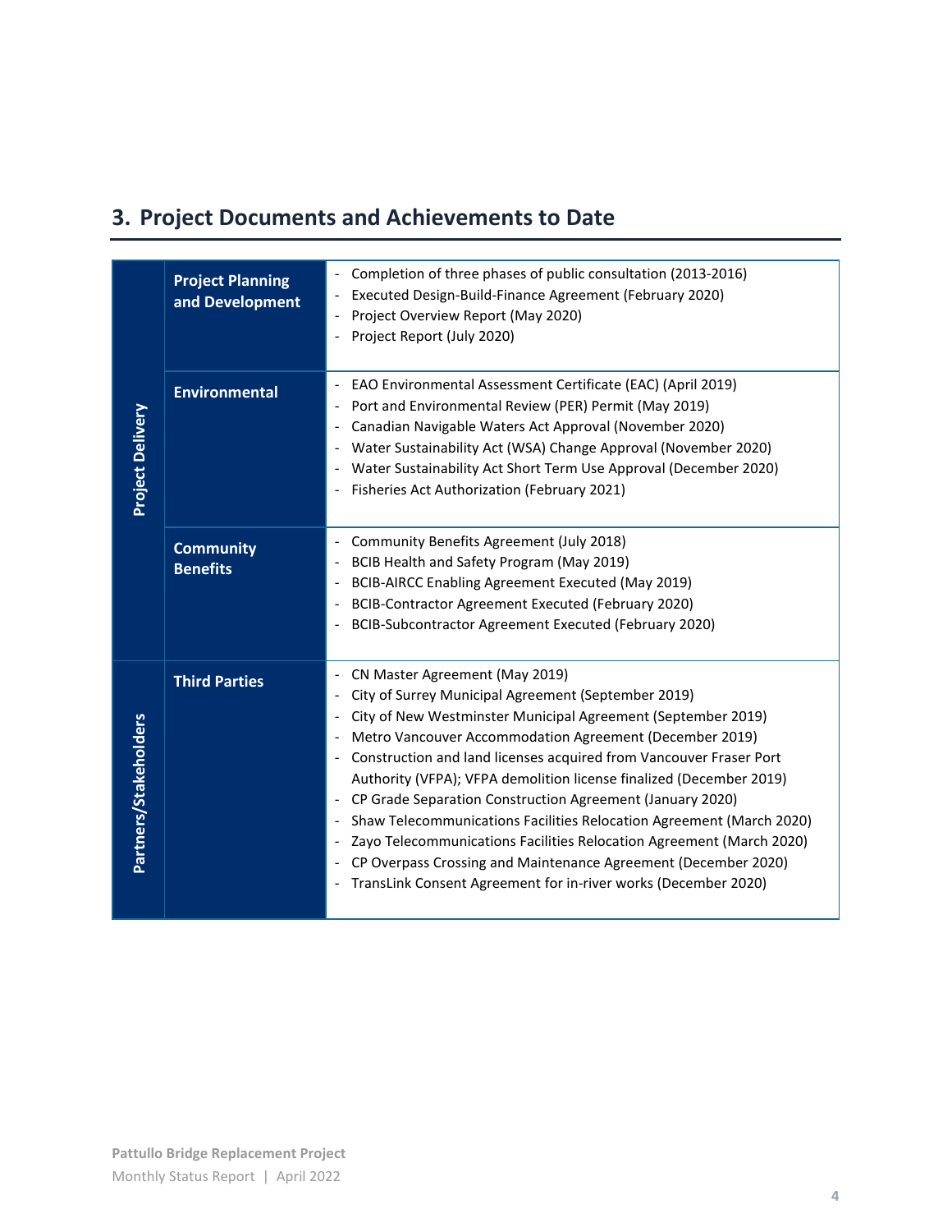## 3. Project Documents and Achievements to Date

| | | |
|---|---|---|
| Project Delivery | **Project Planning and Development** | - Completion of three phases of public consultation (2013-2016)<br>- Executed Design-Build-Finance Agreement (February 2020)<br>- Project Overview Report (May 2020)<br>- Project Report (July 2020) |
| | **Environmental** | - EAO Environmental Assessment Certificate (EAC) (April 2019)<br>- Port and Environmental Review (PER) Permit (May 2019)<br>- Canadian Navigable Waters Act Approval (November 2020)<br>- Water Sustainability Act (WSA) Change Approval (November 2020)<br>- Water Sustainability Act Short Term Use Approval (December 2020)<br>- Fisheries Act Authorization (February 2021) |
| | **Community Benefits** | - Community Benefits Agreement (July 2018)<br>- BCIB Health and Safety Program (May 2019)<br>- BCIB-AIRCC Enabling Agreement Executed (May 2019)<br>- BCIB-Contractor Agreement Executed (February 2020)<br>- BCIB-Subcontractor Agreement Executed (February 2020) |
| Partners/Stakeholders | **Third Parties** | - CN Master Agreement (May 2019)<br>- City of Surrey Municipal Agreement (September 2019)<br>- City of New Westminster Municipal Agreement (September 2019)<br>- Metro Vancouver Accommodation Agreement (December 2019)<br>- Construction and land licenses acquired from Vancouver Fraser Port Authority (VFPA); VFPA demolition license finalized (December 2019)<br>- CP Grade Separation Construction Agreement (January 2020)<br>- Shaw Telecommunications Facilities Relocation Agreement (March 2020)<br>- Zayo Telecommunications Facilities Relocation Agreement (March 2020)<br>- CP Overpass Crossing and Maintenance Agreement (December 2020)<br>- TransLink Consent Agreement for in-river works (December 2020) |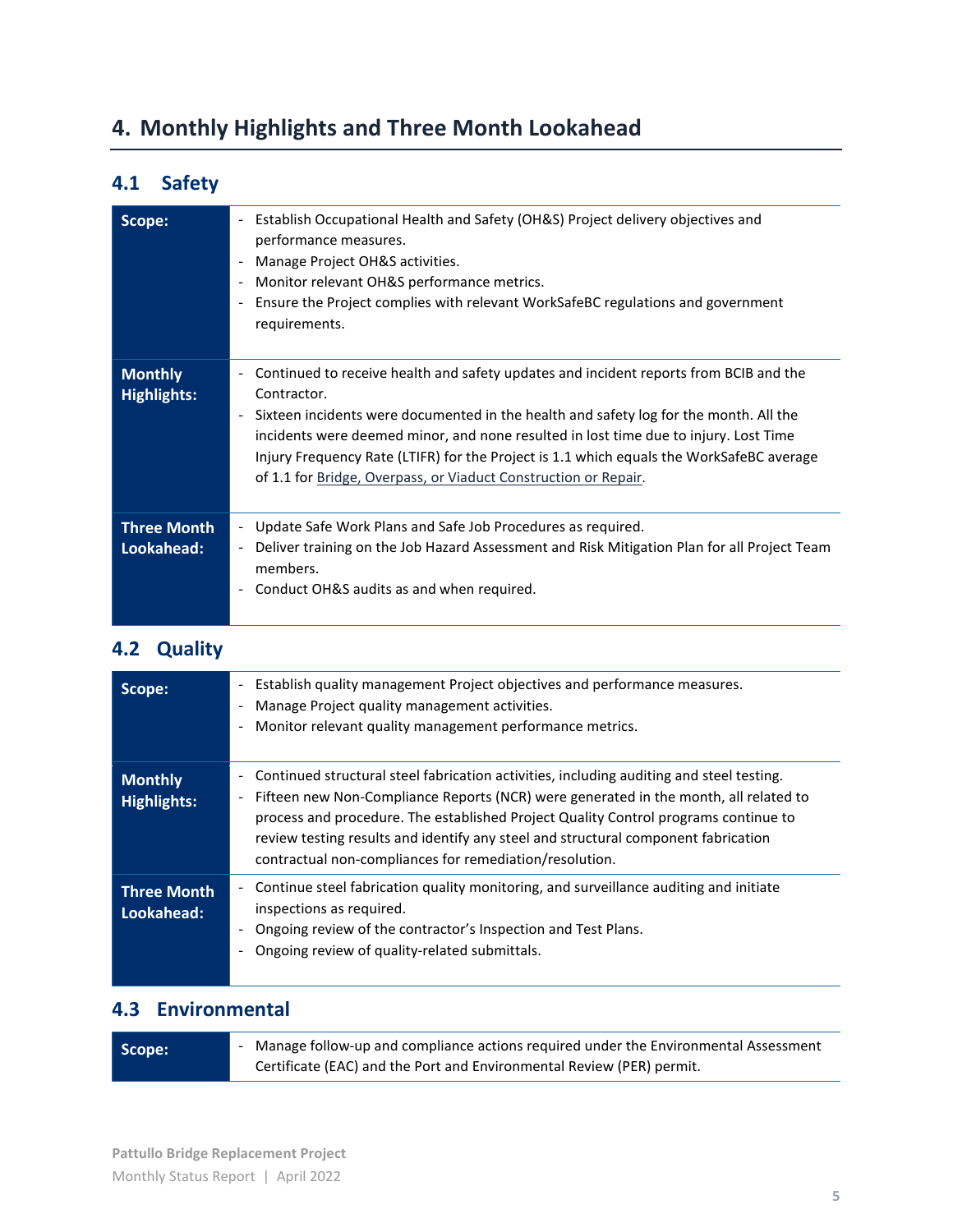# 4. Monthly Highlights and Three Month Lookahead

## 4.1 Safety

| | |
|---|---|
| **Scope:** | - Establish Occupational Health and Safety (OH&S) Project delivery objectives and performance measures.<br>- Manage Project OH&S activities.<br>- Monitor relevant OH&S performance metrics.<br>- Ensure the Project complies with relevant WorkSafeBC regulations and government requirements. |
| **Monthly Highlights:** | - Continued to receive health and safety updates and incident reports from BCIB and the Contractor.<br>- Sixteen incidents were documented in the health and safety log for the month. All the incidents were deemed minor, and none resulted in lost time due to injury. Lost Time Injury Frequency Rate (LTIFR) for the Project is 1.1 which equals the WorkSafeBC average of 1.1 for Bridge, Overpass, or Viaduct Construction or Repair. |
| **Three Month Lookahead:** | - Update Safe Work Plans and Safe Job Procedures as required.<br>- Deliver training on the Job Hazard Assessment and Risk Mitigation Plan for all Project Team members.<br>- Conduct OH&S audits as and when required. |

## 4.2 Quality

| | |
|---|---|
| **Scope:** | - Establish quality management Project objectives and performance measures.<br>- Manage Project quality management activities.<br>- Monitor relevant quality management performance metrics. |
| **Monthly Highlights:** | - Continued structural steel fabrication activities, including auditing and steel testing.<br>- Fifteen new Non-Compliance Reports (NCR) were generated in the month, all related to process and procedure. The established Project Quality Control programs continue to review testing results and identify any steel and structural component fabrication contractual non-compliances for remediation/resolution. |
| **Three Month Lookahead:** | - Continue steel fabrication quality monitoring, and surveillance auditing and initiate inspections as required.<br>- Ongoing review of the contractor's Inspection and Test Plans.<br>- Ongoing review of quality-related submittals. |

## 4.3 Environmental

| | |
|---|---|
| **Scope:** | - Manage follow-up and compliance actions required under the Environmental Assessment Certificate (EAC) and the Port and Environmental Review (PER) permit. |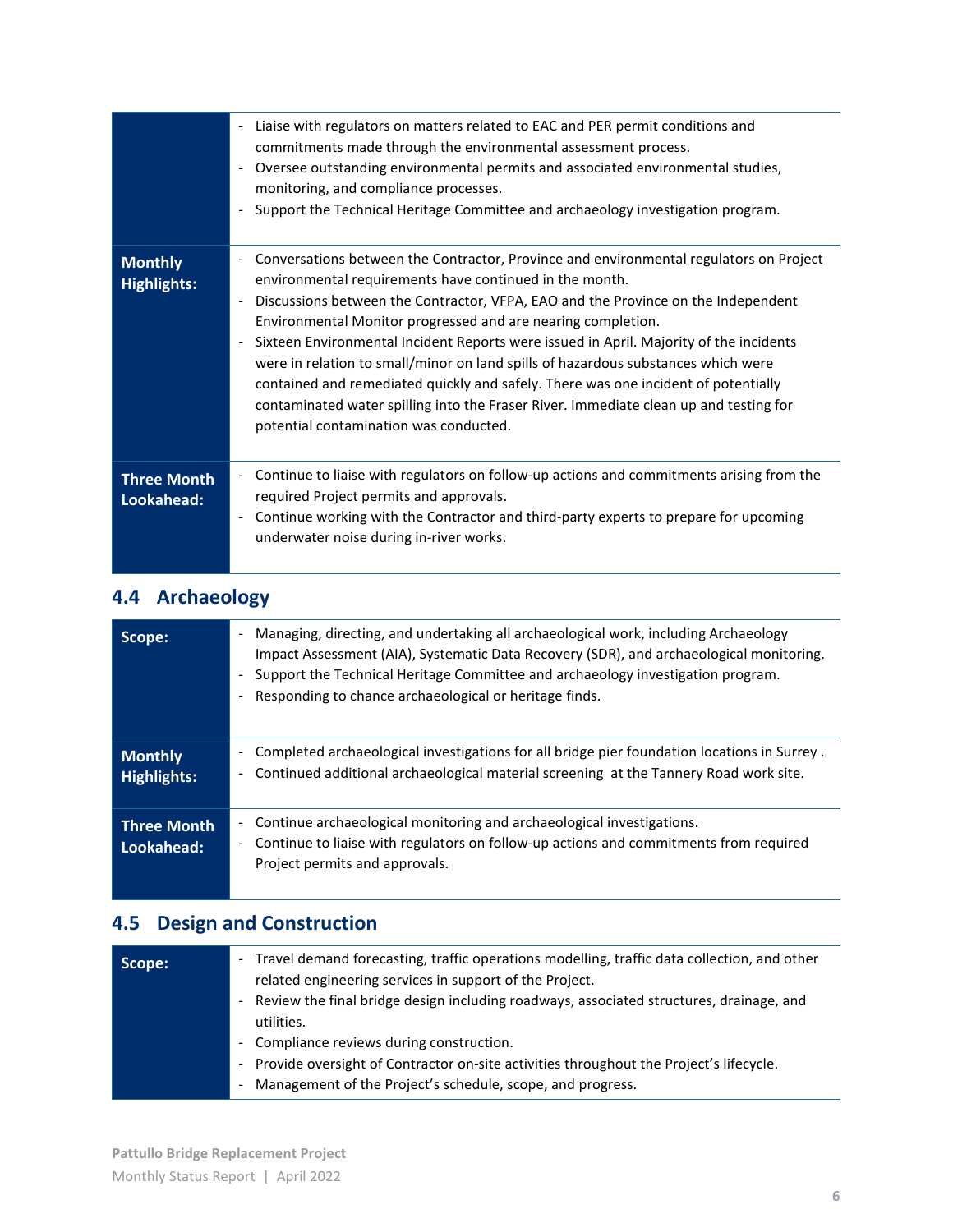| | |
|---|---|
| | - Liaise with regulators on matters related to EAC and PER permit conditions and commitments made through the environmental assessment process.<br>- Oversee outstanding environmental permits and associated environmental studies, monitoring, and compliance processes.<br>- Support the Technical Heritage Committee and archaeology investigation program. |
| **Monthly Highlights:** | - Conversations between the Contractor, Province and environmental regulators on Project environmental requirements have continued in the month.<br>- Discussions between the Contractor, VFPA, EAO and the Province on the Independent Environmental Monitor progressed and are nearing completion.<br>- Sixteen Environmental Incident Reports were issued in April. Majority of the incidents were in relation to small/minor on land spills of hazardous substances which were contained and remediated quickly and safely. There was one incident of potentially contaminated water spilling into the Fraser River. Immediate clean up and testing for potential contamination was conducted. |
| **Three Month Lookahead:** | - Continue to liaise with regulators on follow-up actions and commitments arising from the required Project permits and approvals.<br>- Continue working with the Contractor and third-party experts to prepare for upcoming underwater noise during in-river works. |

## 4.4 Archaeology

| | |
|---|---|
| **Scope:** | - Managing, directing, and undertaking all archaeological work, including Archaeology Impact Assessment (AIA), Systematic Data Recovery (SDR), and archaeological monitoring.<br>- Support the Technical Heritage Committee and archaeology investigation program.<br>- Responding to chance archaeological or heritage finds. |
| **Monthly Highlights:** | - Completed archaeological investigations for all bridge pier foundation locations in Surrey .<br>- Continued additional archaeological material screening at the Tannery Road work site. |
| **Three Month Lookahead:** | - Continue archaeological monitoring and archaeological investigations.<br>- Continue to liaise with regulators on follow-up actions and commitments from required Project permits and approvals. |

## 4.5 Design and Construction

| | |
|---|---|
| **Scope:** | - Travel demand forecasting, traffic operations modelling, traffic data collection, and other related engineering services in support of the Project.<br>- Review the final bridge design including roadways, associated structures, drainage, and utilities.<br>- Compliance reviews during construction.<br>- Provide oversight of Contractor on-site activities throughout the Project's lifecycle.<br>- Management of the Project's schedule, scope, and progress. |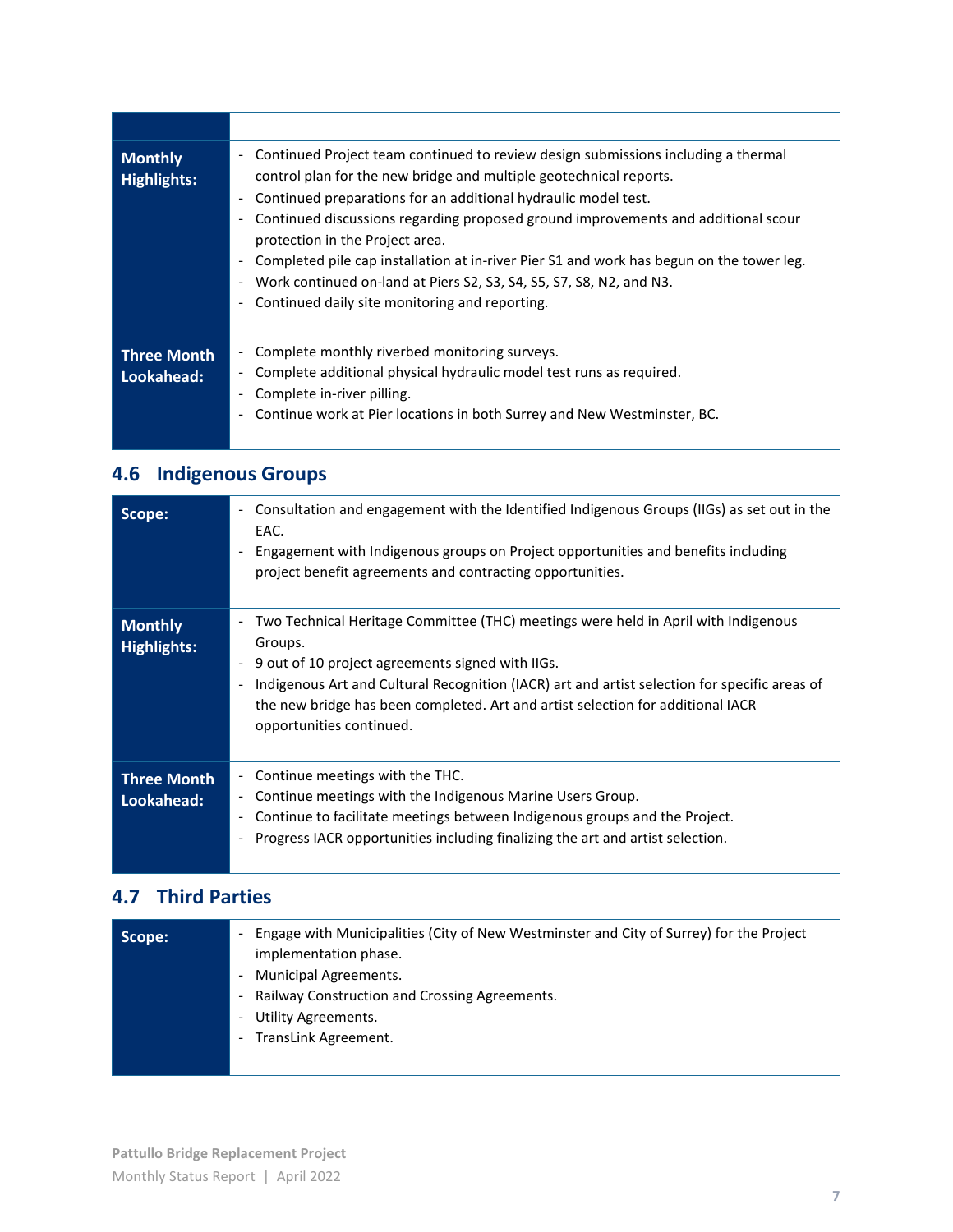| | |
|---|---|
| **Monthly Highlights:** | - Continued Project team continued to review design submissions including a thermal control plan for the new bridge and multiple geotechnical reports.<br>- Continued preparations for an additional hydraulic model test.<br>- Continued discussions regarding proposed ground improvements and additional scour protection in the Project area.<br>- Completed pile cap installation at in-river Pier S1 and work has begun on the tower leg.<br>- Work continued on-land at Piers S2, S3, S4, S5, S7, S8, N2, and N3.<br>- Continued daily site monitoring and reporting. |
| **Three Month Lookahead:** | - Complete monthly riverbed monitoring surveys.<br>- Complete additional physical hydraulic model test runs as required.<br>- Complete in-river pilling.<br>- Continue work at Pier locations in both Surrey and New Westminster, BC. |

## 4.6 Indigenous Groups

| | |
|---|---|
| **Scope:** | - Consultation and engagement with the Identified Indigenous Groups (IIGs) as set out in the EAC.<br>- Engagement with Indigenous groups on Project opportunities and benefits including project benefit agreements and contracting opportunities. |
| **Monthly Highlights:** | - Two Technical Heritage Committee (THC) meetings were held in April with Indigenous Groups.<br>- 9 out of 10 project agreements signed with IIGs.<br>- Indigenous Art and Cultural Recognition (IACR) art and artist selection for specific areas of the new bridge has been completed. Art and artist selection for additional IACR opportunities continued. |
| **Three Month Lookahead:** | - Continue meetings with the THC.<br>- Continue meetings with the Indigenous Marine Users Group.<br>- Continue to facilitate meetings between Indigenous groups and the Project.<br>- Progress IACR opportunities including finalizing the art and artist selection. |

## 4.7 Third Parties

| | |
|---|---|
| **Scope:** | - Engage with Municipalities (City of New Westminster and City of Surrey) for the Project implementation phase.<br>- Municipal Agreements.<br>- Railway Construction and Crossing Agreements.<br>- Utility Agreements.<br>- TransLink Agreement. |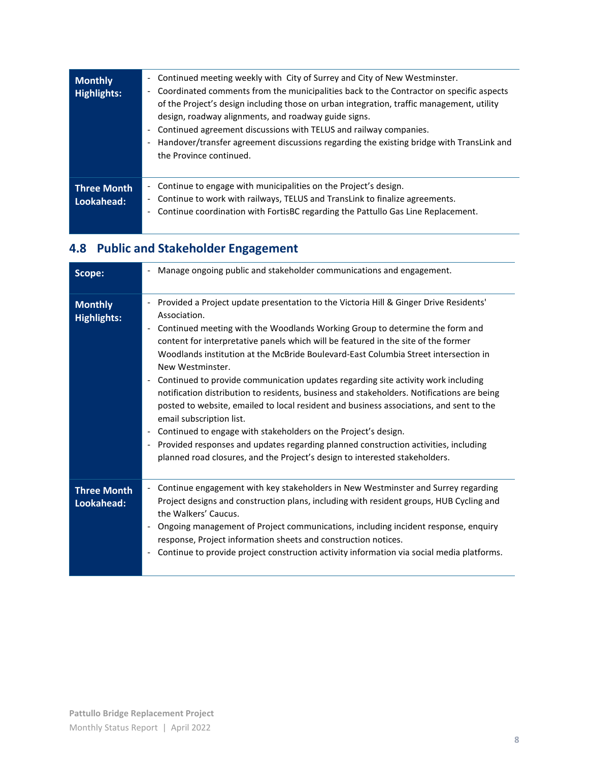| | |
|---|---|
| **Monthly Highlights:** | - Continued meeting weekly with City of Surrey and City of New Westminster.<br>- Coordinated comments from the municipalities back to the Contractor on specific aspects of the Project's design including those on urban integration, traffic management, utility design, roadway alignments, and roadway guide signs.<br>- Continued agreement discussions with TELUS and railway companies.<br>- Handover/transfer agreement discussions regarding the existing bridge with TransLink and the Province continued. |
| **Three Month Lookahead:** | - Continue to engage with municipalities on the Project's design.<br>- Continue to work with railways, TELUS and TransLink to finalize agreements.<br>- Continue coordination with FortisBC regarding the Pattullo Gas Line Replacement. |

## 4.8 Public and Stakeholder Engagement

| | |
|---|---|
| **Scope:** | - Manage ongoing public and stakeholder communications and engagement. |
| **Monthly Highlights:** | - Provided a Project update presentation to the Victoria Hill & Ginger Drive Residents' Association.<br>- Continued meeting with the Woodlands Working Group to determine the form and content for interpretative panels which will be featured in the site of the former Woodlands institution at the McBride Boulevard-East Columbia Street intersection in New Westminster.<br>- Continued to provide communication updates regarding site activity work including notification distribution to residents, business and stakeholders. Notifications are being posted to website, emailed to local resident and business associations, and sent to the email subscription list.<br>- Continued to engage with stakeholders on the Project's design.<br>- Provided responses and updates regarding planned construction activities, including planned road closures, and the Project's design to interested stakeholders. |
| **Three Month Lookahead:** | - Continue engagement with key stakeholders in New Westminster and Surrey regarding Project designs and construction plans, including with resident groups, HUB Cycling and the Walkers' Caucus.<br>- Ongoing management of Project communications, including incident response, enquiry response, Project information sheets and construction notices.<br>- Continue to provide project construction activity information via social media platforms. |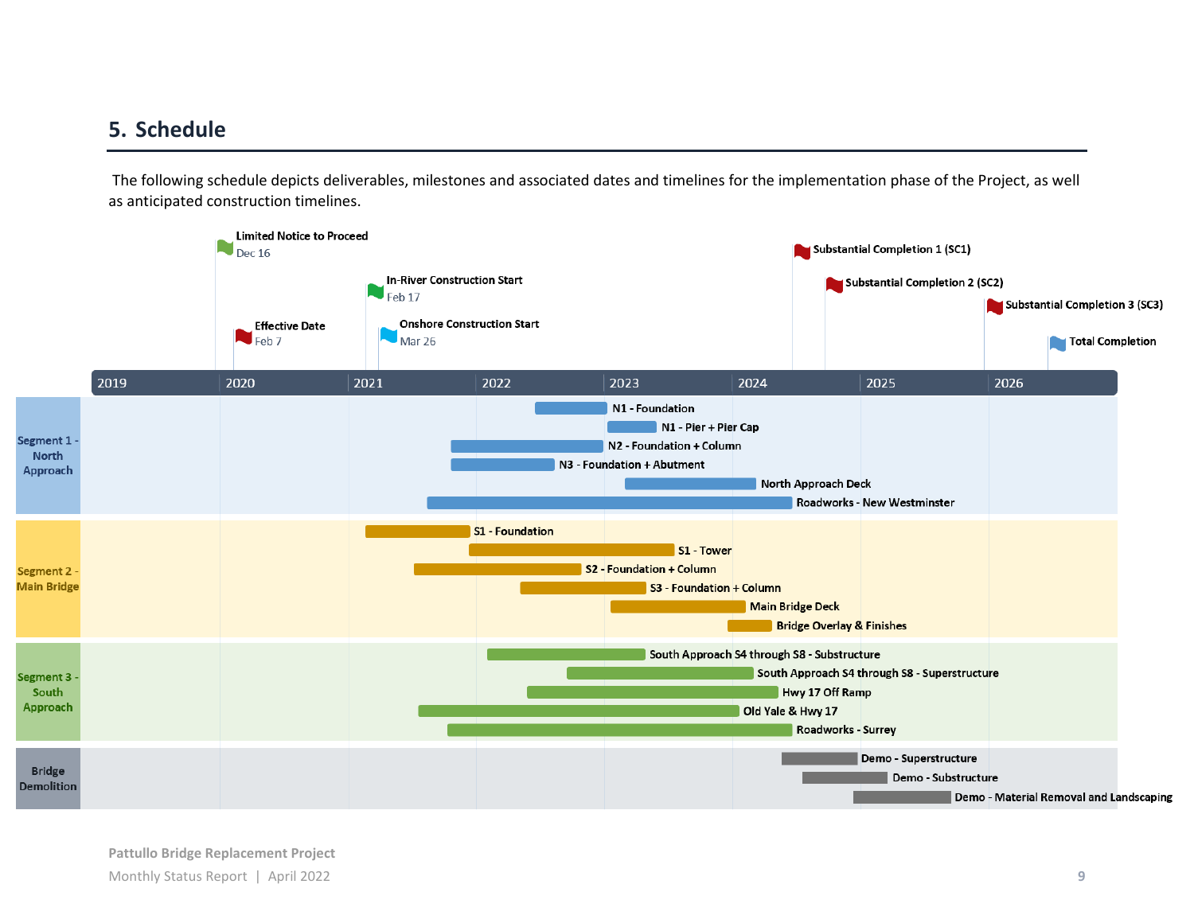## 5. Schedule

The following schedule depicts deliverables, milestones and associated dates and timelines for the implementation phase of the Project, as well as anticipated construction timelines.

**Milestones:**

- Limited Notice to Proceed – Dec 16
- Effective Date – Feb 7
- In-River Construction Start – Feb 17
- Onshore Construction Start – Mar 26
- Substantial Completion 1 (SC1)
- Substantial Completion 2 (SC2)
- Substantial Completion 3 (SC3)
- Total Completion

**Timeline:** 2019 | 2020 | 2021 | 2022 | 2023 | 2024 | 2025 | 2026

**Segment 1 - North Approach**

- N1 - Foundation
- N1 - Pier + Pier Cap
- N2 - Foundation + Column
- N3 - Foundation + Abutment
- North Approach Deck
- Roadworks - New Westminster

**Segment 2 - Main Bridge**

- S1 - Foundation
- S1 - Tower
- S2 - Foundation + Column
- S3 - Foundation + Column
- Main Bridge Deck
- Bridge Overlay & Finishes

**Segment 3 - South Approach**

- South Approach S4 through S8 - Substructure
- South Approach S4 through S8 - Superstructure
- Hwy 17 Off Ramp
- Old Yale & Hwy 17
- Roadworks - Surrey

**Bridge Demolition**

- Demo - Superstructure
- Demo - Substructure
- Demo - Material Removal and Landscaping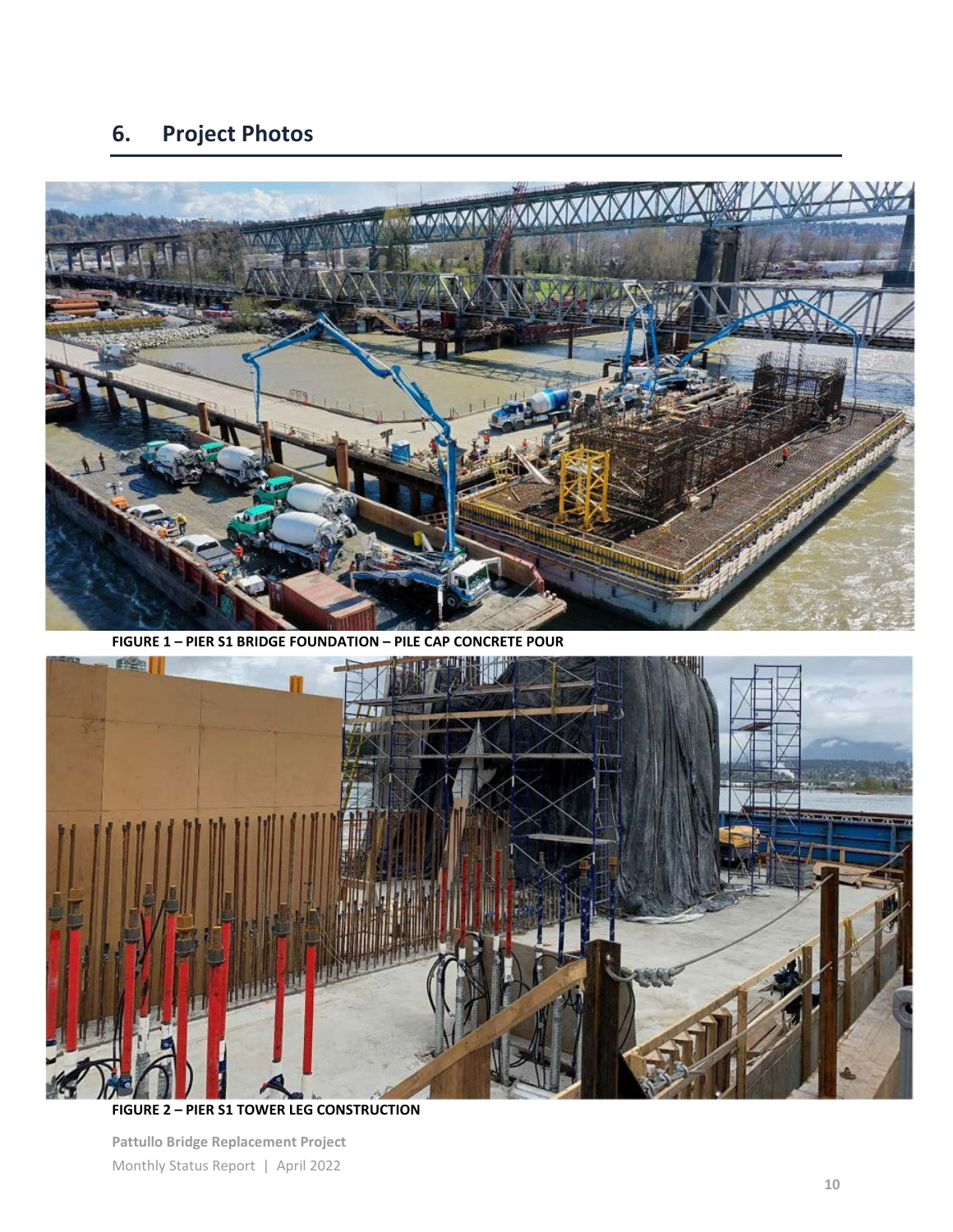## 6. Project Photos

FIGURE 1 – PIER S1 BRIDGE FOUNDATION – PILE CAP CONCRETE POUR

FIGURE 2 – PIER S1 TOWER LEG CONSTRUCTION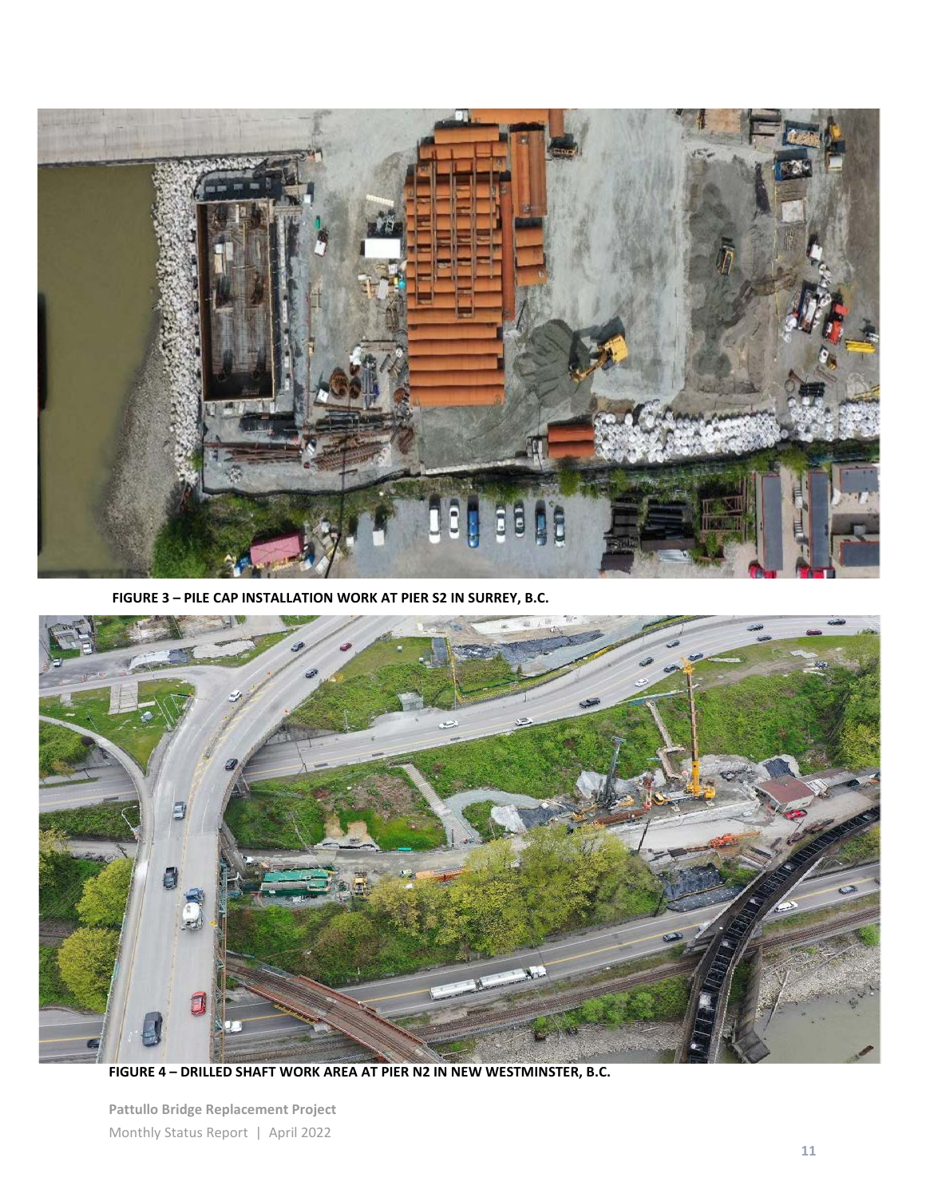**FIGURE 3 – PILE CAP INSTALLATION WORK AT PIER S2 IN SURREY, B.C.**

**FIGURE 4 – DRILLED SHAFT WORK AREA AT PIER N2 IN NEW WESTMINSTER, B.C.**